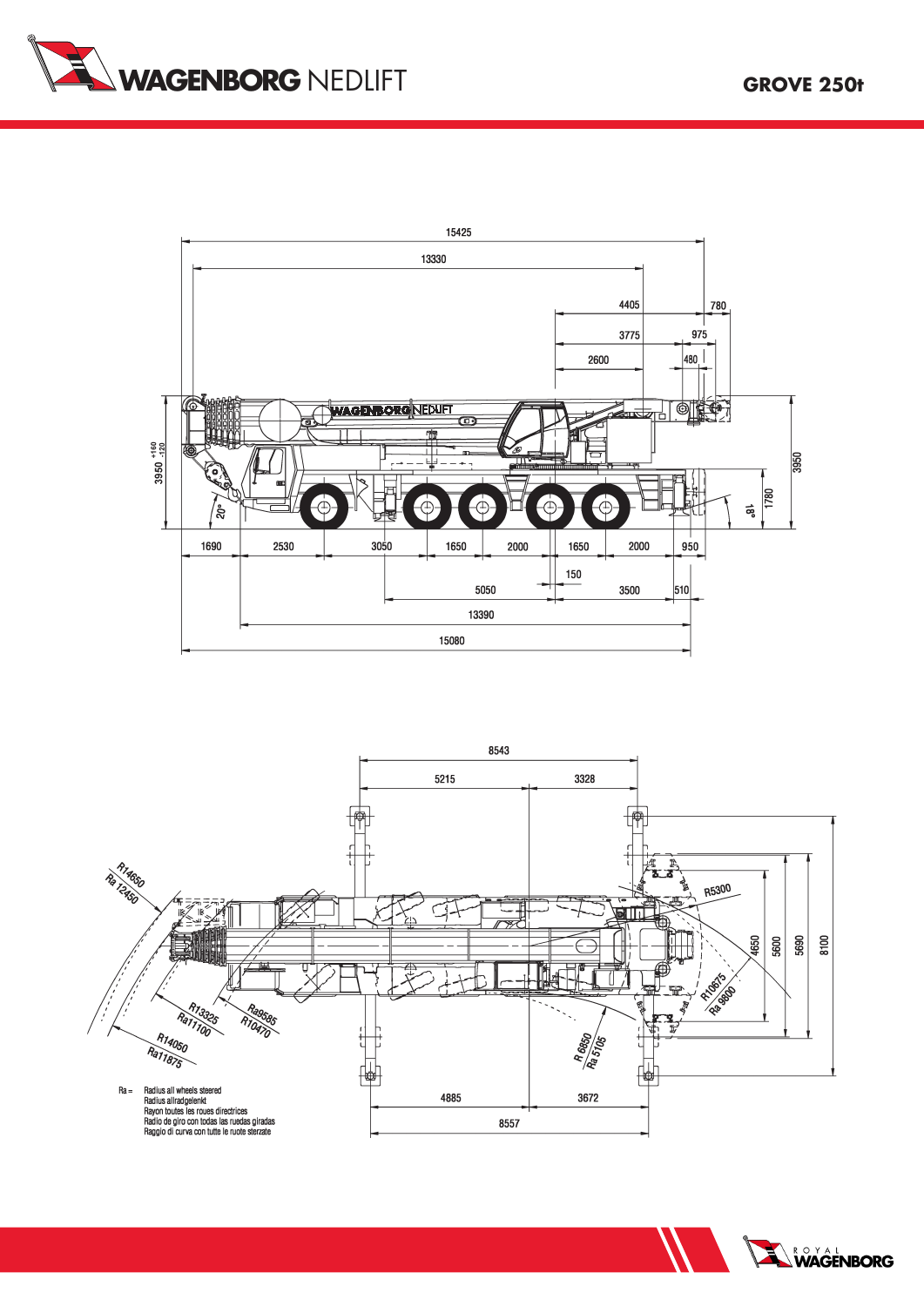# GROVE 250t

15425

13330

4405 780

3775 975

2600 480

3950 +160 -120

3950

1780

20°

18°

1690 2530 3050 1650 2000 1650 2000 950

150

5050 3500 510

13390

15080

8543

5215 3328

R14650
Ra 12450

R5300

4650 5600 5690 8100

R10675
Ra 9800

R13325
Ra11100

Ra9585
R10470

R14050
Ra11875

R 6850
Ra 5105

4885 3672

8557

Ra = Radius all wheels steered
Radius allradgelenkt
Rayon toutes les roues directrices
Radio de giro con todas las ruedas giradas
Raggio di curva con tutte le ruote sterzate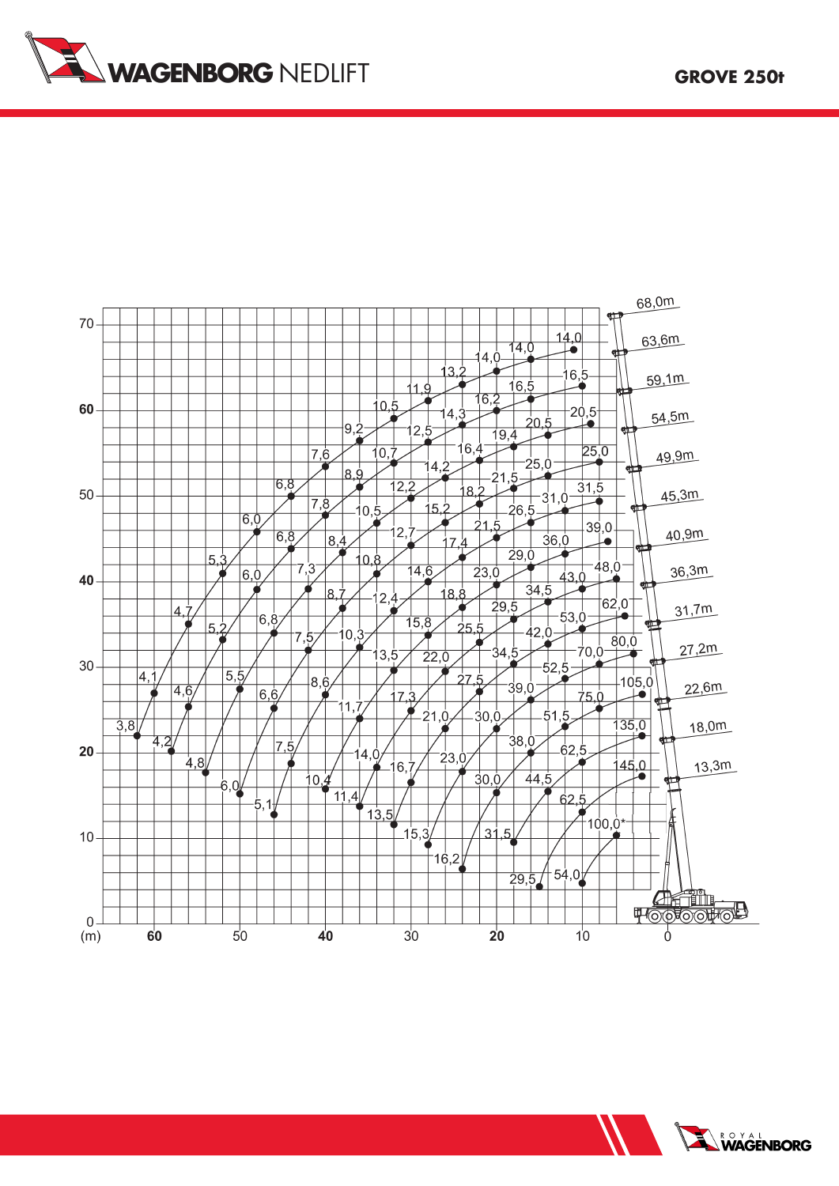# GROVE 250t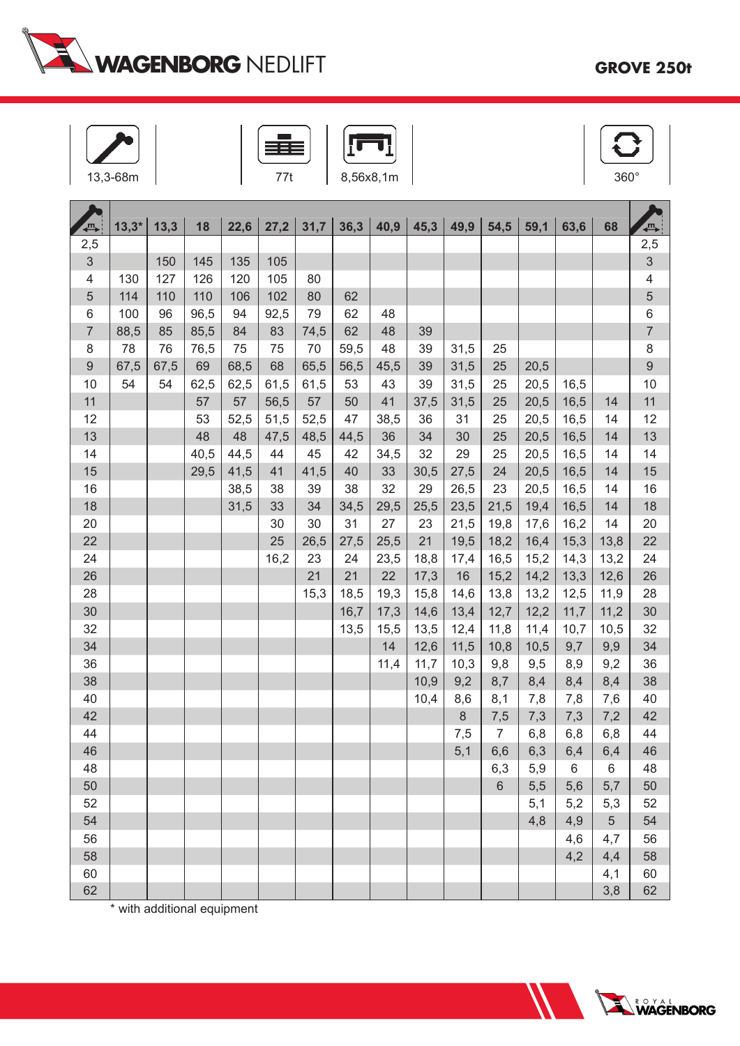# WAGENBORG NEDLIFT

## GROVE 250t

| 13,3-68m | 77t | 8,56x8,1m | 360° |
|---|---|---|---|

| m | 13,3* | 13,3 | 18 | 22,6 | 27,2 | 31,7 | 36,3 | 40,9 | 45,3 | 49,9 | 54,5 | 59,1 | 63,6 | 68 | m |
|---|---|---|---|---|---|---|---|---|---|---|---|---|---|---|---|
| 2,5 | | | | | | | | | | | | | | | 2,5 |
| 3 | | 150 | 145 | 135 | 105 | | | | | | | | | | 3 |
| 4 | 130 | 127 | 126 | 120 | 105 | 80 | | | | | | | | | 4 |
| 5 | 114 | 110 | 110 | 106 | 102 | 80 | 62 | | | | | | | | 5 |
| 6 | 100 | 96 | 96,5 | 94 | 92,5 | 79 | 62 | 48 | | | | | | | 6 |
| 7 | 88,5 | 85 | 85,5 | 84 | 83 | 74,5 | 62 | 48 | 39 | | | | | | 7 |
| 8 | 78 | 76 | 76,5 | 75 | 75 | 70 | 59,5 | 48 | 39 | 31,5 | 25 | | | | 8 |
| 9 | 67,5 | 67,5 | 69 | 68,5 | 68 | 65,5 | 56,5 | 45,5 | 39 | 31,5 | 25 | 20,5 | | | 9 |
| 10 | 54 | 54 | 62,5 | 62,5 | 61,5 | 61,5 | 53 | 43 | 39 | 31,5 | 25 | 20,5 | 16,5 | | 10 |
| 11 | | | 57 | 57 | 56,5 | 57 | 50 | 41 | 37,5 | 31,5 | 25 | 20,5 | 16,5 | 14 | 11 |
| 12 | | | 53 | 52,5 | 51,5 | 52,5 | 47 | 38,5 | 36 | 31 | 25 | 20,5 | 16,5 | 14 | 12 |
| 13 | | | 48 | 48 | 47,5 | 48,5 | 44,5 | 36 | 34 | 30 | 25 | 20,5 | 16,5 | 14 | 13 |
| 14 | | | 40,5 | 44,5 | 44 | 45 | 42 | 34,5 | 32 | 29 | 25 | 20,5 | 16,5 | 14 | 14 |
| 15 | | | 29,5 | 41,5 | 41 | 41,5 | 40 | 33 | 30,5 | 27,5 | 24 | 20,5 | 16,5 | 14 | 15 |
| 16 | | | | 38,5 | 38 | 39 | 38 | 32 | 29 | 26,5 | 23 | 20,5 | 16,5 | 14 | 16 |
| 18 | | | | 31,5 | 33 | 34 | 34,5 | 29,5 | 25,5 | 23,5 | 21,5 | 19,4 | 16,5 | 14 | 18 |
| 20 | | | | | 30 | 30 | 31 | 27 | 23 | 21,5 | 19,8 | 17,6 | 16,2 | 14 | 20 |
| 22 | | | | | 25 | 26,5 | 27,5 | 25,5 | 21 | 19,5 | 18,2 | 16,4 | 15,3 | 13,8 | 22 |
| 24 | | | | | 16,2 | 23 | 24 | 23,5 | 18,8 | 17,4 | 16,5 | 15,2 | 14,3 | 13,2 | 24 |
| 26 | | | | | | 21 | 21 | 22 | 17,3 | 16 | 15,2 | 14,2 | 13,3 | 12,6 | 26 |
| 28 | | | | | | 15,3 | 18,5 | 19,3 | 15,8 | 14,6 | 13,8 | 13,2 | 12,5 | 11,9 | 28 |
| 30 | | | | | | | 16,7 | 17,3 | 14,6 | 13,4 | 12,7 | 12,2 | 11,7 | 11,2 | 30 |
| 32 | | | | | | | 13,5 | 15,5 | 13,5 | 12,4 | 11,8 | 11,4 | 10,7 | 10,5 | 32 |
| 34 | | | | | | | | 14 | 12,6 | 11,5 | 10,8 | 10,5 | 9,7 | 9,9 | 34 |
| 36 | | | | | | | | 11,4 | 11,7 | 10,3 | 9,8 | 9,5 | 8,9 | 9,2 | 36 |
| 38 | | | | | | | | | 10,9 | 9,2 | 8,7 | 8,4 | 8,4 | 8,4 | 38 |
| 40 | | | | | | | | | 10,4 | 8,6 | 8,1 | 7,8 | 7,8 | 7,6 | 40 |
| 42 | | | | | | | | | | 8 | 7,5 | 7,3 | 7,3 | 7,2 | 42 |
| 44 | | | | | | | | | | 7,5 | 7 | 6,8 | 6,8 | 6,8 | 44 |
| 46 | | | | | | | | | | 5,1 | 6,6 | 6,3 | 6,4 | 6,4 | 46 |
| 48 | | | | | | | | | | | 6,3 | 5,9 | 6 | 6 | 48 |
| 50 | | | | | | | | | | | 6 | 5,5 | 5,6 | 5,7 | 50 |
| 52 | | | | | | | | | | | | 5,1 | 5,2 | 5,3 | 52 |
| 54 | | | | | | | | | | | | 4,8 | 4,9 | 5 | 54 |
| 56 | | | | | | | | | | | | | 4,6 | 4,7 | 56 |
| 58 | | | | | | | | | | | | | 4,2 | 4,4 | 58 |
| 60 | | | | | | | | | | | | | | 4,1 | 60 |
| 62 | | | | | | | | | | | | | | 3,8 | 62 |

* with additional equipment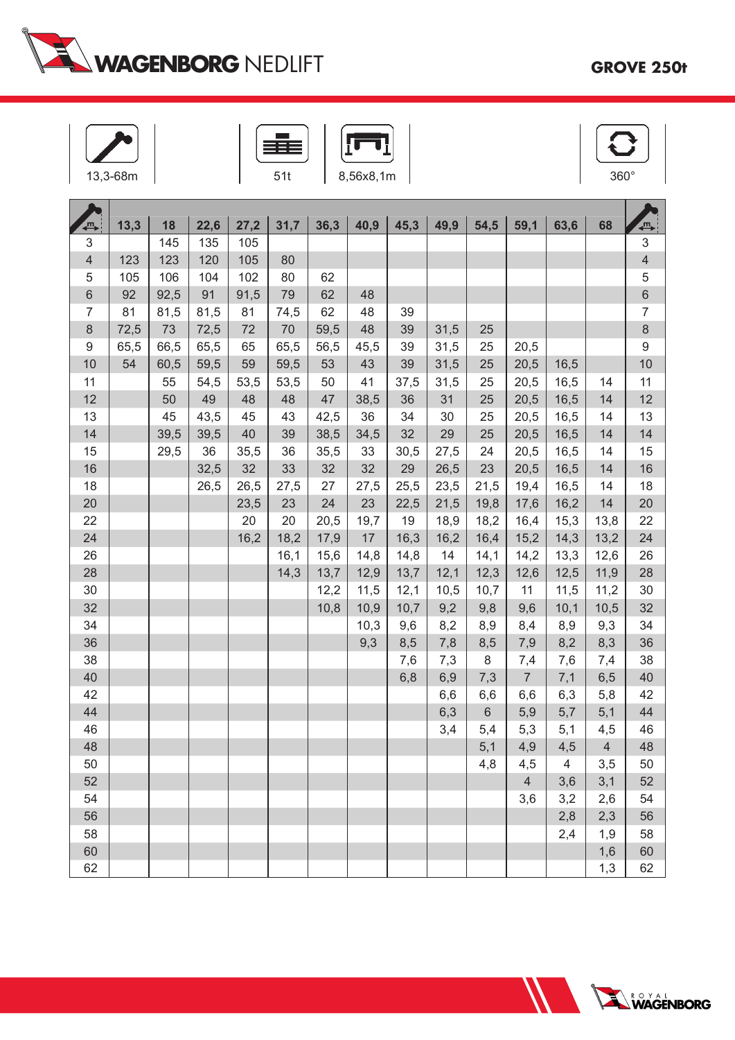# WAGENBORG NEDLIFT

## GROVE 250t

| 13,3-68m | 51t | 8,56x8,1m | 360° |
|---|---|---|---|

| | 13,3 | 18 | 22,6 | 27,2 | 31,7 | 36,3 | 40,9 | 45,3 | 49,9 | 54,5 | 59,1 | 63,6 | 68 | |
|---|---|---|---|---|---|---|---|---|---|---|---|---|---|---|
| 3 | | 145 | 135 | 105 | | | | | | | | | | 3 |
| 4 | 123 | 123 | 120 | 105 | 80 | | | | | | | | | 4 |
| 5 | 105 | 106 | 104 | 102 | 80 | 62 | | | | | | | | 5 |
| 6 | 92 | 92,5 | 91 | 91,5 | 79 | 62 | 48 | | | | | | | 6 |
| 7 | 81 | 81,5 | 81,5 | 81 | 74,5 | 62 | 48 | 39 | | | | | | 7 |
| 8 | 72,5 | 73 | 72,5 | 72 | 70 | 59,5 | 48 | 39 | 31,5 | 25 | | | | 8 |
| 9 | 65,5 | 66,5 | 65,5 | 65 | 65,5 | 56,5 | 45,5 | 39 | 31,5 | 25 | 20,5 | | | 9 |
| 10 | 54 | 60,5 | 59,5 | 59 | 59,5 | 53 | 43 | 39 | 31,5 | 25 | 20,5 | 16,5 | | 10 |
| 11 | | 55 | 54,5 | 53,5 | 53,5 | 50 | 41 | 37,5 | 31,5 | 25 | 20,5 | 16,5 | 14 | 11 |
| 12 | | 50 | 49 | 48 | 48 | 47 | 38,5 | 36 | 31 | 25 | 20,5 | 16,5 | 14 | 12 |
| 13 | | 45 | 43,5 | 45 | 43 | 42,5 | 36 | 34 | 30 | 25 | 20,5 | 16,5 | 14 | 13 |
| 14 | | 39,5 | 39,5 | 40 | 39 | 38,5 | 34,5 | 32 | 29 | 25 | 20,5 | 16,5 | 14 | 14 |
| 15 | | 29,5 | 36 | 35,5 | 36 | 35,5 | 33 | 30,5 | 27,5 | 24 | 20,5 | 16,5 | 14 | 15 |
| 16 | | | 32,5 | 32 | 33 | 32 | 32 | 29 | 26,5 | 23 | 20,5 | 16,5 | 14 | 16 |
| 18 | | | 26,5 | 26,5 | 27,5 | 27 | 27,5 | 25,5 | 23,5 | 21,5 | 19,4 | 16,5 | 14 | 18 |
| 20 | | | | 23,5 | 23 | 24 | 23 | 22,5 | 21,5 | 19,8 | 17,6 | 16,2 | 14 | 20 |
| 22 | | | | 20 | 20 | 20,5 | 19,7 | 19 | 18,9 | 18,2 | 16,4 | 15,3 | 13,8 | 22 |
| 24 | | | | 16,2 | 18,2 | 17,9 | 17 | 16,3 | 16,2 | 16,4 | 15,2 | 14,3 | 13,2 | 24 |
| 26 | | | | | 16,1 | 15,6 | 14,8 | 14,8 | 14 | 14,1 | 14,2 | 13,3 | 12,6 | 26 |
| 28 | | | | | 14,3 | 13,7 | 12,9 | 13,7 | 12,1 | 12,3 | 12,6 | 12,5 | 11,9 | 28 |
| 30 | | | | | | 12,2 | 11,5 | 12,1 | 10,5 | 10,7 | 11 | 11,5 | 11,2 | 30 |
| 32 | | | | | | 10,8 | 10,9 | 10,7 | 9,2 | 9,8 | 9,6 | 10,1 | 10,5 | 32 |
| 34 | | | | | | | 10,3 | 9,6 | 8,2 | 8,9 | 8,4 | 8,9 | 9,3 | 34 |
| 36 | | | | | | | 9,3 | 8,5 | 7,8 | 8,5 | 7,9 | 8,2 | 8,3 | 36 |
| 38 | | | | | | | | 7,6 | 7,3 | 8 | 7,4 | 7,6 | 7,4 | 38 |
| 40 | | | | | | | | 6,8 | 6,9 | 7,3 | 7 | 7,1 | 6,5 | 40 |
| 42 | | | | | | | | | 6,6 | 6,6 | 6,6 | 6,3 | 5,8 | 42 |
| 44 | | | | | | | | | 6,3 | 6 | 5,9 | 5,7 | 5,1 | 44 |
| 46 | | | | | | | | | 3,4 | 5,4 | 5,3 | 5,1 | 4,5 | 46 |
| 48 | | | | | | | | | | 5,1 | 4,9 | 4,5 | 4 | 48 |
| 50 | | | | | | | | | | 4,8 | 4,5 | 4 | 3,5 | 50 |
| 52 | | | | | | | | | | | 4 | 3,6 | 3,1 | 52 |
| 54 | | | | | | | | | | | 3,6 | 3,2 | 2,6 | 54 |
| 56 | | | | | | | | | | | | 2,8 | 2,3 | 56 |
| 58 | | | | | | | | | | | | 2,4 | 1,9 | 58 |
| 60 | | | | | | | | | | | | | 1,6 | 60 |
| 62 | | | | | | | | | | | | | 1,3 | 62 |

ROYAL WAGENBORG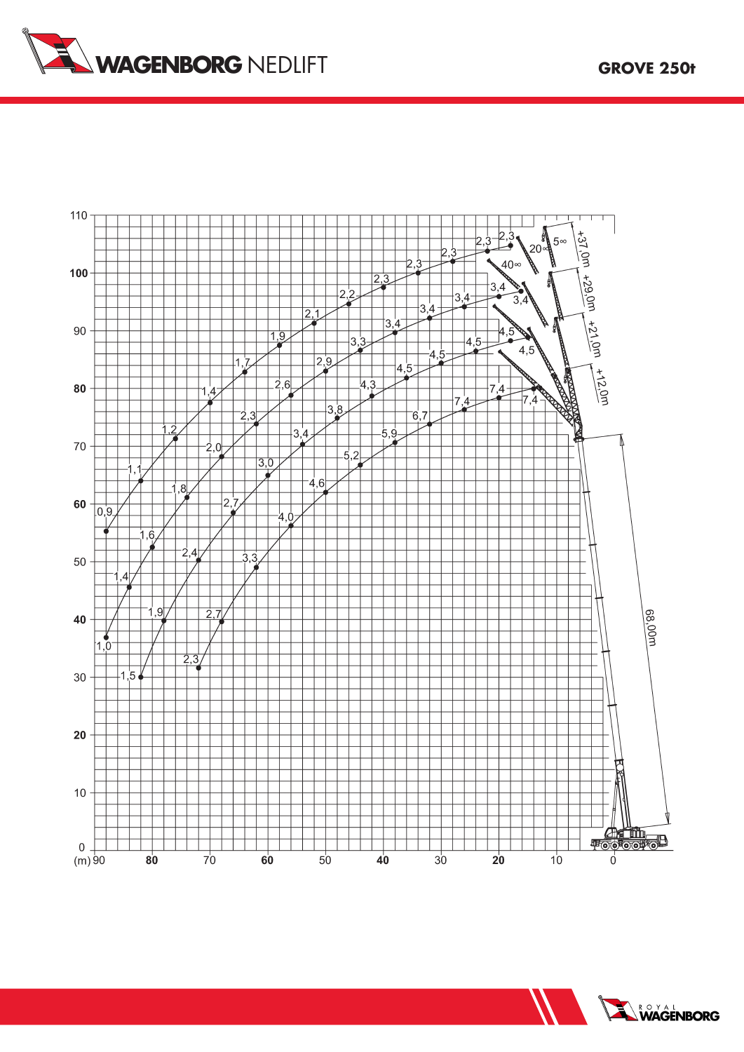# GROVE 250t

| Boom | Jib | Radius (m) → Height (m): capacity (t) |
|---|---|---|
| 68,00m | +37,0m | 0,9 · 1,1 · 1,2 · 1,4 · 1,7 · 1,9 · 2,1 · 2,2 · 2,3 · 2,3 · 2,3 · 2,3 · 2,3 |
| 68,00m | +29,0m | 1,0 · 1,4 · 1,6 · 1,8 · 2,0 · 2,3 · 2,6 · 2,9 · 3,3 · 3,4 · 3,4 · 3,4 · 3,4 · 3,4 |
| 68,00m | +21,0m | 1,5 · 1,9 · 2,4 · 2,7 · 3,0 · 3,4 · 3,8 · 4,3 · 4,5 · 4,5 · 4,5 · 4,5 · 4,5 |
| 68,00m | +12,0m | 2,3 · 2,7 · 3,3 · 4,0 · 4,6 · 5,2 · 5,9 · 6,7 · 7,4 · 7,4 · 7,4 |

Jib offsets: 5∞, 20∞, 40∞

Axes: (m) 90 · 80 · 70 · 60 · 50 · 40 · 30 · 20 · 10 · 0 (radius); 0 – 110 (height)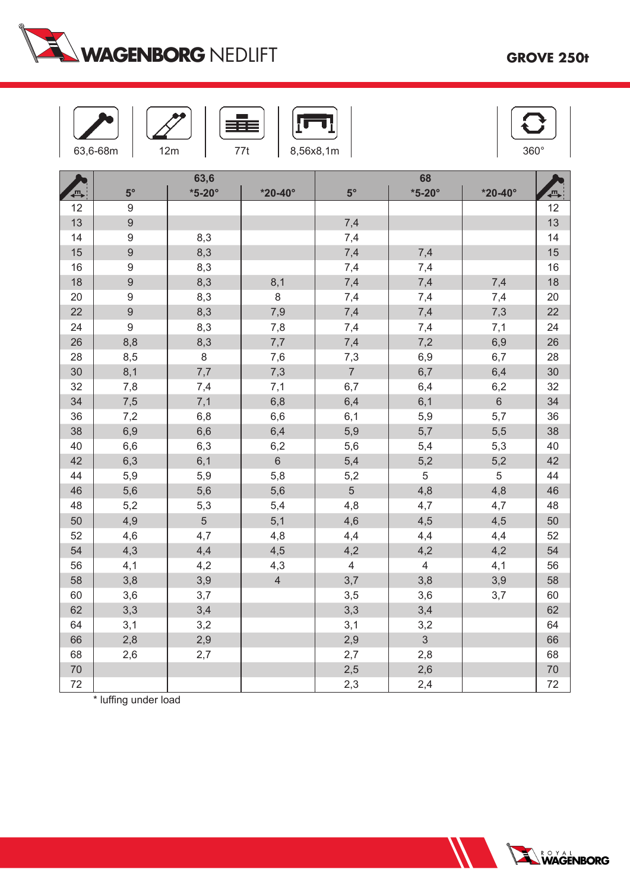WAGENBORG NEDLIFT

**GROVE 250t**

| 63,6-68m | 12m | 77t | 8,56x8,1m | 360° |
|---|---|---|---|---|

| | 63,6 | | | 68 | | | |
|---|---|---|---|---|---|---|---|
| | 5° | *5-20° | *20-40° | 5° | *5-20° | *20-40° | |
| 12 | 9 | | | | | | 12 |
| 13 | 9 | | | 7,4 | | | 13 |
| 14 | 9 | 8,3 | | 7,4 | | | 14 |
| 15 | 9 | 8,3 | | 7,4 | 7,4 | | 15 |
| 16 | 9 | 8,3 | | 7,4 | 7,4 | | 16 |
| 18 | 9 | 8,3 | 8,1 | 7,4 | 7,4 | 7,4 | 18 |
| 20 | 9 | 8,3 | 8 | 7,4 | 7,4 | 7,4 | 20 |
| 22 | 9 | 8,3 | 7,9 | 7,4 | 7,4 | 7,3 | 22 |
| 24 | 9 | 8,3 | 7,8 | 7,4 | 7,4 | 7,1 | 24 |
| 26 | 8,8 | 8,3 | 7,7 | 7,4 | 7,2 | 6,9 | 26 |
| 28 | 8,5 | 8 | 7,6 | 7,3 | 6,9 | 6,7 | 28 |
| 30 | 8,1 | 7,7 | 7,3 | 7 | 6,7 | 6,4 | 30 |
| 32 | 7,8 | 7,4 | 7,1 | 6,7 | 6,4 | 6,2 | 32 |
| 34 | 7,5 | 7,1 | 6,8 | 6,4 | 6,1 | 6 | 34 |
| 36 | 7,2 | 6,8 | 6,6 | 6,1 | 5,9 | 5,7 | 36 |
| 38 | 6,9 | 6,6 | 6,4 | 5,9 | 5,7 | 5,5 | 38 |
| 40 | 6,6 | 6,3 | 6,2 | 5,6 | 5,4 | 5,3 | 40 |
| 42 | 6,3 | 6,1 | 6 | 5,4 | 5,2 | 5,2 | 42 |
| 44 | 5,9 | 5,9 | 5,8 | 5,2 | 5 | 5 | 44 |
| 46 | 5,6 | 5,6 | 5,6 | 5 | 4,8 | 4,8 | 46 |
| 48 | 5,2 | 5,3 | 5,4 | 4,8 | 4,7 | 4,7 | 48 |
| 50 | 4,9 | 5 | 5,1 | 4,6 | 4,5 | 4,5 | 50 |
| 52 | 4,6 | 4,7 | 4,8 | 4,4 | 4,4 | 4,4 | 52 |
| 54 | 4,3 | 4,4 | 4,5 | 4,2 | 4,2 | 4,2 | 54 |
| 56 | 4,1 | 4,2 | 4,3 | 4 | 4 | 4,1 | 56 |
| 58 | 3,8 | 3,9 | 4 | 3,7 | 3,8 | 3,9 | 58 |
| 60 | 3,6 | 3,7 | | 3,5 | 3,6 | 3,7 | 60 |
| 62 | 3,3 | 3,4 | | 3,3 | 3,4 | | 62 |
| 64 | 3,1 | 3,2 | | 3,1 | 3,2 | | 64 |
| 66 | 2,8 | 2,9 | | 2,9 | 3 | | 66 |
| 68 | 2,6 | 2,7 | | 2,7 | 2,8 | | 68 |
| 70 | | | | 2,5 | 2,6 | | 70 |
| 72 | | | | 2,3 | 2,4 | | 72 |

* luffing under load

ROYAL WAGENBORG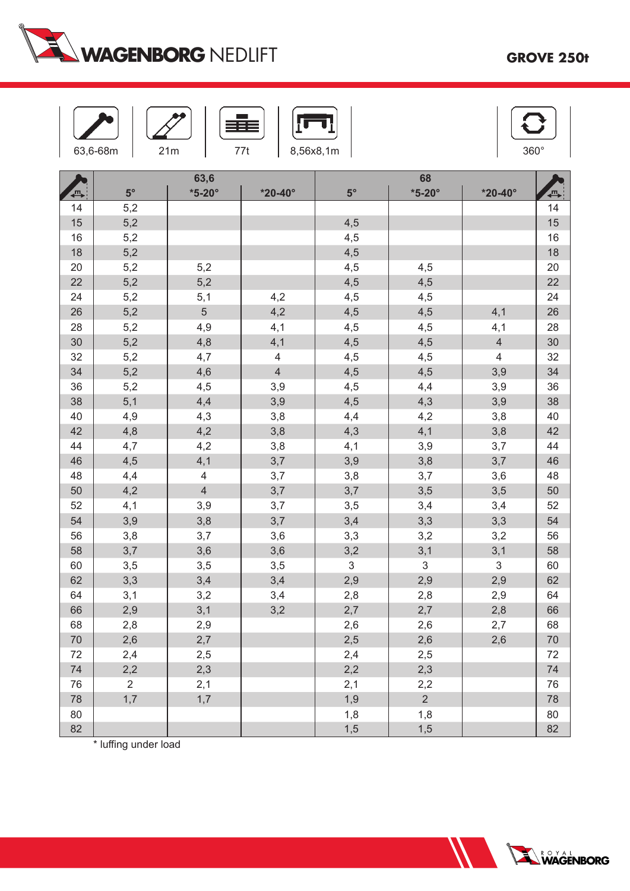WAGENBORG NEDLIFT

**GROVE 250t**

| 63,6-68m | 21m | 77t | 8,56x8,1m | 360° |
|---|---|---|---|---|

| m | 63,6 | | | 68 | | | m |
|---|---|---|---|---|---|---|---|
| | 5° | *5-20° | *20-40° | 5° | *5-20° | *20-40° | |
| 14 | 5,2 | | | | | | 14 |
| 15 | 5,2 | | | 4,5 | | | 15 |
| 16 | 5,2 | | | 4,5 | | | 16 |
| 18 | 5,2 | | | 4,5 | | | 18 |
| 20 | 5,2 | 5,2 | | 4,5 | 4,5 | | 20 |
| 22 | 5,2 | 5,2 | | 4,5 | 4,5 | | 22 |
| 24 | 5,2 | 5,1 | 4,2 | 4,5 | 4,5 | | 24 |
| 26 | 5,2 | 5 | 4,2 | 4,5 | 4,5 | 4,1 | 26 |
| 28 | 5,2 | 4,9 | 4,1 | 4,5 | 4,5 | 4,1 | 28 |
| 30 | 5,2 | 4,8 | 4,1 | 4,5 | 4,5 | 4 | 30 |
| 32 | 5,2 | 4,7 | 4 | 4,5 | 4,5 | 4 | 32 |
| 34 | 5,2 | 4,6 | 4 | 4,5 | 4,5 | 3,9 | 34 |
| 36 | 5,2 | 4,5 | 3,9 | 4,5 | 4,4 | 3,9 | 36 |
| 38 | 5,1 | 4,4 | 3,9 | 4,5 | 4,3 | 3,9 | 38 |
| 40 | 4,9 | 4,3 | 3,8 | 4,4 | 4,2 | 3,8 | 40 |
| 42 | 4,8 | 4,2 | 3,8 | 4,3 | 4,1 | 3,8 | 42 |
| 44 | 4,7 | 4,2 | 3,8 | 4,1 | 3,9 | 3,7 | 44 |
| 46 | 4,5 | 4,1 | 3,7 | 3,9 | 3,8 | 3,7 | 46 |
| 48 | 4,4 | 4 | 3,7 | 3,8 | 3,7 | 3,6 | 48 |
| 50 | 4,2 | 4 | 3,7 | 3,7 | 3,5 | 3,5 | 50 |
| 52 | 4,1 | 3,9 | 3,7 | 3,5 | 3,4 | 3,4 | 52 |
| 54 | 3,9 | 3,8 | 3,7 | 3,4 | 3,3 | 3,3 | 54 |
| 56 | 3,8 | 3,7 | 3,6 | 3,3 | 3,2 | 3,2 | 56 |
| 58 | 3,7 | 3,6 | 3,6 | 3,2 | 3,1 | 3,1 | 58 |
| 60 | 3,5 | 3,5 | 3,5 | 3 | 3 | 3 | 60 |
| 62 | 3,3 | 3,4 | 3,4 | 2,9 | 2,9 | 2,9 | 62 |
| 64 | 3,1 | 3,2 | 3,4 | 2,8 | 2,8 | 2,9 | 64 |
| 66 | 2,9 | 3,1 | 3,2 | 2,7 | 2,7 | 2,8 | 66 |
| 68 | 2,8 | 2,9 | | 2,6 | 2,6 | 2,7 | 68 |
| 70 | 2,6 | 2,7 | | 2,5 | 2,6 | 2,6 | 70 |
| 72 | 2,4 | 2,5 | | 2,4 | 2,5 | | 72 |
| 74 | 2,2 | 2,3 | | 2,2 | 2,3 | | 74 |
| 76 | 2 | 2,1 | | 2,1 | 2,2 | | 76 |
| 78 | 1,7 | 1,7 | | 1,9 | 2 | | 78 |
| 80 | | | | 1,8 | 1,8 | | 80 |
| 82 | | | | 1,5 | 1,5 | | 82 |

* luffing under load

ROYAL WAGENBORG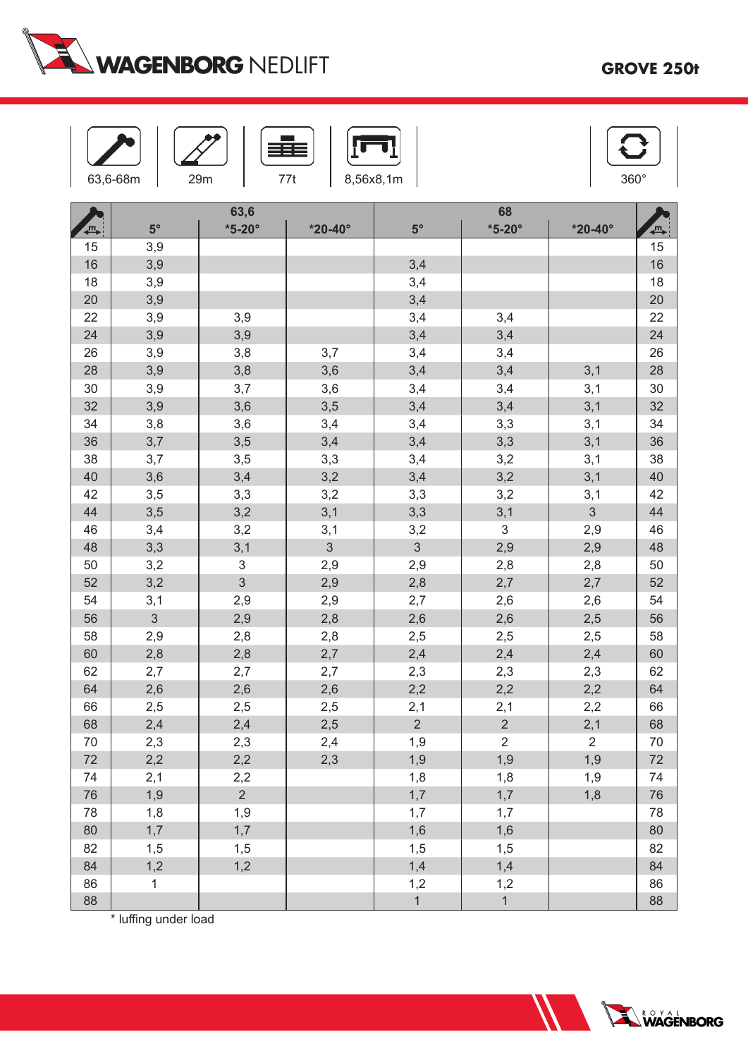# WAGENBORG NEDLIFT

**GROVE 250t**

| 63,6-68m | 29m | 77t | 8,56x8,1m | 360° |
|---|---|---|---|---|

| | 63,6 | | | 68 | | | |
|---|---|---|---|---|---|---|---|
| | 5° | *5-20° | *20-40° | 5° | *5-20° | *20-40° | |
| 15 | 3,9 | | | | | | 15 |
| 16 | 3,9 | | | 3,4 | | | 16 |
| 18 | 3,9 | | | 3,4 | | | 18 |
| 20 | 3,9 | | | 3,4 | | | 20 |
| 22 | 3,9 | 3,9 | | 3,4 | 3,4 | | 22 |
| 24 | 3,9 | 3,9 | | 3,4 | 3,4 | | 24 |
| 26 | 3,9 | 3,8 | 3,7 | 3,4 | 3,4 | | 26 |
| 28 | 3,9 | 3,8 | 3,6 | 3,4 | 3,4 | 3,1 | 28 |
| 30 | 3,9 | 3,7 | 3,6 | 3,4 | 3,4 | 3,1 | 30 |
| 32 | 3,9 | 3,6 | 3,5 | 3,4 | 3,4 | 3,1 | 32 |
| 34 | 3,8 | 3,6 | 3,4 | 3,4 | 3,3 | 3,1 | 34 |
| 36 | 3,7 | 3,5 | 3,4 | 3,4 | 3,3 | 3,1 | 36 |
| 38 | 3,7 | 3,5 | 3,3 | 3,4 | 3,2 | 3,1 | 38 |
| 40 | 3,6 | 3,4 | 3,2 | 3,4 | 3,2 | 3,1 | 40 |
| 42 | 3,5 | 3,3 | 3,2 | 3,3 | 3,2 | 3,1 | 42 |
| 44 | 3,5 | 3,2 | 3,1 | 3,3 | 3,1 | 3 | 44 |
| 46 | 3,4 | 3,2 | 3,1 | 3,2 | 3 | 2,9 | 46 |
| 48 | 3,3 | 3,1 | 3 | 3 | 2,9 | 2,9 | 48 |
| 50 | 3,2 | 3 | 2,9 | 2,9 | 2,8 | 2,8 | 50 |
| 52 | 3,2 | 3 | 2,9 | 2,8 | 2,7 | 2,7 | 52 |
| 54 | 3,1 | 2,9 | 2,9 | 2,7 | 2,6 | 2,6 | 54 |
| 56 | 3 | 2,9 | 2,8 | 2,6 | 2,6 | 2,5 | 56 |
| 58 | 2,9 | 2,8 | 2,8 | 2,5 | 2,5 | 2,5 | 58 |
| 60 | 2,8 | 2,8 | 2,7 | 2,4 | 2,4 | 2,4 | 60 |
| 62 | 2,7 | 2,7 | 2,7 | 2,3 | 2,3 | 2,3 | 62 |
| 64 | 2,6 | 2,6 | 2,6 | 2,2 | 2,2 | 2,2 | 64 |
| 66 | 2,5 | 2,5 | 2,5 | 2,1 | 2,1 | 2,2 | 66 |
| 68 | 2,4 | 2,4 | 2,5 | 2 | 2 | 2,1 | 68 |
| 70 | 2,3 | 2,3 | 2,4 | 1,9 | 2 | 2 | 70 |
| 72 | 2,2 | 2,2 | 2,3 | 1,9 | 1,9 | 1,9 | 72 |
| 74 | 2,1 | 2,2 | | 1,8 | 1,8 | 1,9 | 74 |
| 76 | 1,9 | 2 | | 1,7 | 1,7 | 1,8 | 76 |
| 78 | 1,8 | 1,9 | | 1,7 | 1,7 | | 78 |
| 80 | 1,7 | 1,7 | | 1,6 | 1,6 | | 80 |
| 82 | 1,5 | 1,5 | | 1,5 | 1,5 | | 82 |
| 84 | 1,2 | 1,2 | | 1,4 | 1,4 | | 84 |
| 86 | 1 | | | 1,2 | 1,2 | | 86 |
| 88 | | | | 1 | 1 | | 88 |

* luffing under load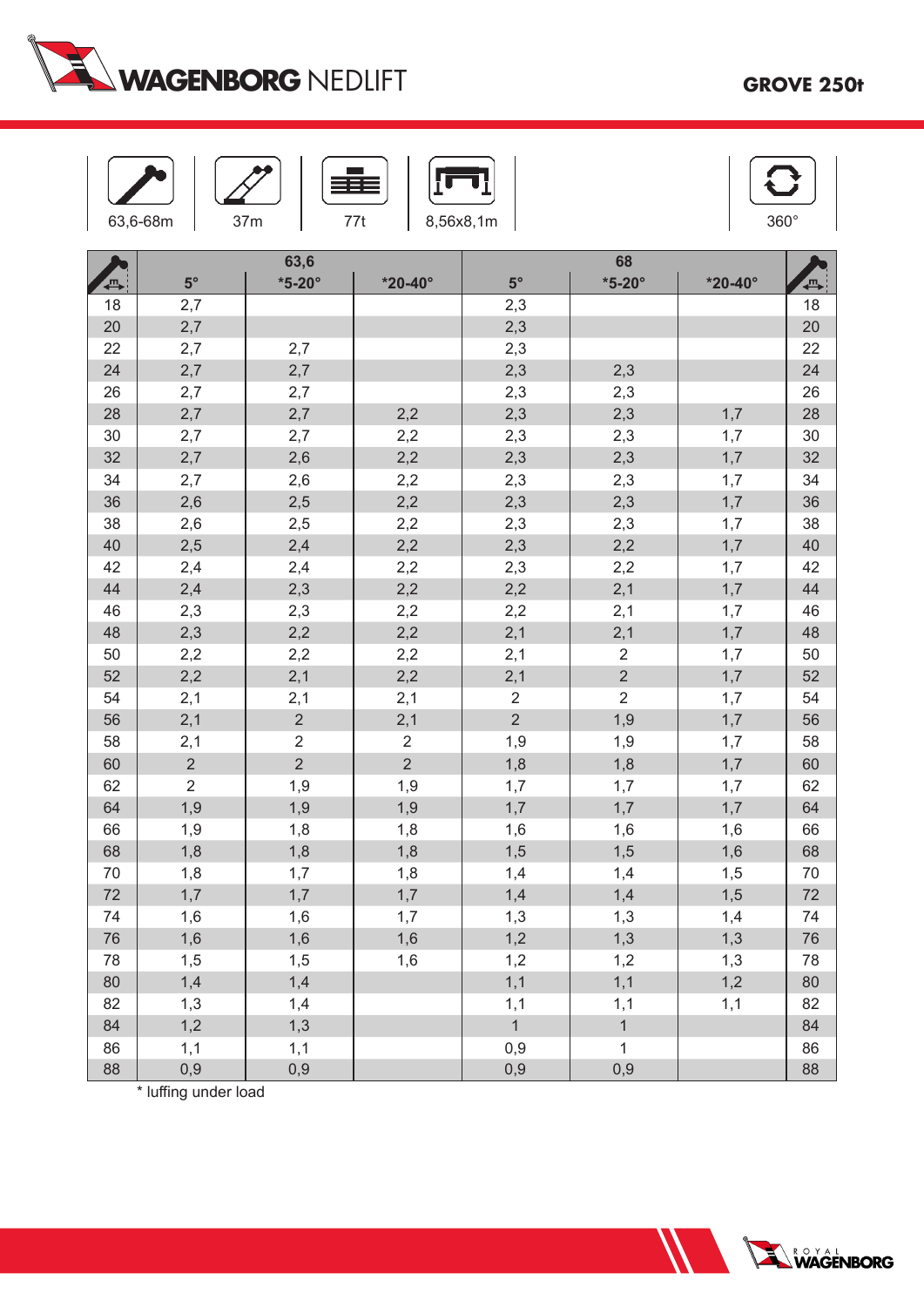# WAGENBORG NEDLIFT

## GROVE 250t

63,6-68m | 37m | 77t | 8,56x8,1m | 360°

| | 63,6 | | | 68 | | | |
|---|---|---|---|---|---|---|---|
| | 5° | *5-20° | *20-40° | 5° | *5-20° | *20-40° | |
| 18 | 2,7 | | | 2,3 | | | 18 |
| 20 | 2,7 | | | 2,3 | | | 20 |
| 22 | 2,7 | 2,7 | | 2,3 | | | 22 |
| 24 | 2,7 | 2,7 | | 2,3 | 2,3 | | 24 |
| 26 | 2,7 | 2,7 | | 2,3 | 2,3 | | 26 |
| 28 | 2,7 | 2,7 | 2,2 | 2,3 | 2,3 | 1,7 | 28 |
| 30 | 2,7 | 2,7 | 2,2 | 2,3 | 2,3 | 1,7 | 30 |
| 32 | 2,7 | 2,6 | 2,2 | 2,3 | 2,3 | 1,7 | 32 |
| 34 | 2,7 | 2,6 | 2,2 | 2,3 | 2,3 | 1,7 | 34 |
| 36 | 2,6 | 2,5 | 2,2 | 2,3 | 2,3 | 1,7 | 36 |
| 38 | 2,6 | 2,5 | 2,2 | 2,3 | 2,3 | 1,7 | 38 |
| 40 | 2,5 | 2,4 | 2,2 | 2,3 | 2,2 | 1,7 | 40 |
| 42 | 2,4 | 2,4 | 2,2 | 2,3 | 2,2 | 1,7 | 42 |
| 44 | 2,4 | 2,3 | 2,2 | 2,2 | 2,1 | 1,7 | 44 |
| 46 | 2,3 | 2,3 | 2,2 | 2,2 | 2,1 | 1,7 | 46 |
| 48 | 2,3 | 2,2 | 2,2 | 2,1 | 2,1 | 1,7 | 48 |
| 50 | 2,2 | 2,2 | 2,2 | 2,1 | 2 | 1,7 | 50 |
| 52 | 2,2 | 2,1 | 2,2 | 2,1 | 2 | 1,7 | 52 |
| 54 | 2,1 | 2,1 | 2,1 | 2 | 2 | 1,7 | 54 |
| 56 | 2,1 | 2 | 2,1 | 2 | 1,9 | 1,7 | 56 |
| 58 | 2,1 | 2 | 2 | 1,9 | 1,9 | 1,7 | 58 |
| 60 | 2 | 2 | 2 | 1,8 | 1,8 | 1,7 | 60 |
| 62 | 2 | 1,9 | 1,9 | 1,7 | 1,7 | 1,7 | 62 |
| 64 | 1,9 | 1,9 | 1,9 | 1,7 | 1,7 | 1,7 | 64 |
| 66 | 1,9 | 1,8 | 1,8 | 1,6 | 1,6 | 1,6 | 66 |
| 68 | 1,8 | 1,8 | 1,8 | 1,5 | 1,5 | 1,6 | 68 |
| 70 | 1,8 | 1,7 | 1,8 | 1,4 | 1,4 | 1,5 | 70 |
| 72 | 1,7 | 1,7 | 1,7 | 1,4 | 1,4 | 1,5 | 72 |
| 74 | 1,6 | 1,6 | 1,7 | 1,3 | 1,3 | 1,4 | 74 |
| 76 | 1,6 | 1,6 | 1,6 | 1,2 | 1,3 | 1,3 | 76 |
| 78 | 1,5 | 1,5 | 1,6 | 1,2 | 1,2 | 1,3 | 78 |
| 80 | 1,4 | 1,4 | | 1,1 | 1,1 | 1,2 | 80 |
| 82 | 1,3 | 1,4 | | 1,1 | 1,1 | 1,1 | 82 |
| 84 | 1,2 | 1,3 | | 1 | 1 | | 84 |
| 86 | 1,1 | 1,1 | | 0,9 | 1 | | 86 |
| 88 | 0,9 | 0,9 | | 0,9 | 0,9 | | 88 |

* luffing under load

ROYAL WAGENBORG